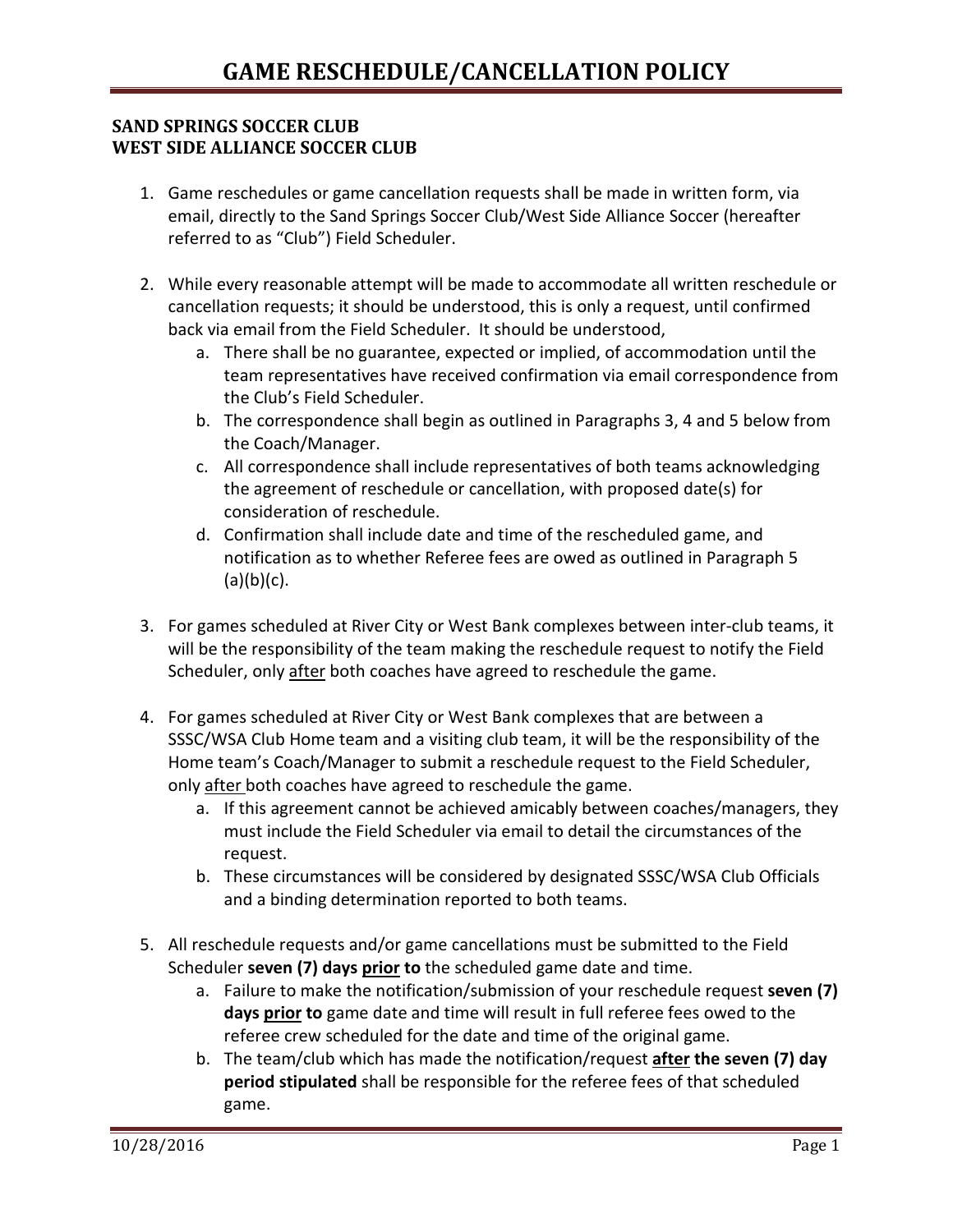# GAME RESCHEDULE/CANCELLATION POLICY

**SAND SPRINGS SOCCER CLUB**
**WEST SIDE ALLIANCE SOCCER CLUB**

1. Game reschedules or game cancellation requests shall be made in written form, via email, directly to the Sand Springs Soccer Club/West Side Alliance Soccer (hereafter referred to as "Club") Field Scheduler.

2. While every reasonable attempt will be made to accommodate all written reschedule or cancellation requests; it should be understood, this is only a request, until confirmed back via email from the Field Scheduler. It should be understood,
   a. There shall be no guarantee, expected or implied, of accommodation until the team representatives have received confirmation via email correspondence from the Club's Field Scheduler.
   b. The correspondence shall begin as outlined in Paragraphs 3, 4 and 5 below from the Coach/Manager.
   c. All correspondence shall include representatives of both teams acknowledging the agreement of reschedule or cancellation, with proposed date(s) for consideration of reschedule.
   d. Confirmation shall include date and time of the rescheduled game, and notification as to whether Referee fees are owed as outlined in Paragraph 5 (a)(b)(c).

3. For games scheduled at River City or West Bank complexes between inter-club teams, it will be the responsibility of the team making the reschedule request to notify the Field Scheduler, only <u>after</u> both coaches have agreed to reschedule the game.

4. For games scheduled at River City or West Bank complexes that are between a SSSC/WSA Club Home team and a visiting club team, it will be the responsibility of the Home team's Coach/Manager to submit a reschedule request to the Field Scheduler, only <u>after</u> both coaches have agreed to reschedule the game.
   a. If this agreement cannot be achieved amicably between coaches/managers, they must include the Field Scheduler via email to detail the circumstances of the request.
   b. These circumstances will be considered by designated SSSC/WSA Club Officials and a binding determination reported to both teams.

5. All reschedule requests and/or game cancellations must be submitted to the Field Scheduler **seven (7) days <u>prior</u> to** the scheduled game date and time.
   a. Failure to make the notification/submission of your reschedule request **seven (7) days <u>prior</u> to** game date and time will result in full referee fees owed to the referee crew scheduled for the date and time of the original game.
   b. The team/club which has made the notification/request **<u>after</u> the seven (7) day period stipulated** shall be responsible for the referee fees of that scheduled game.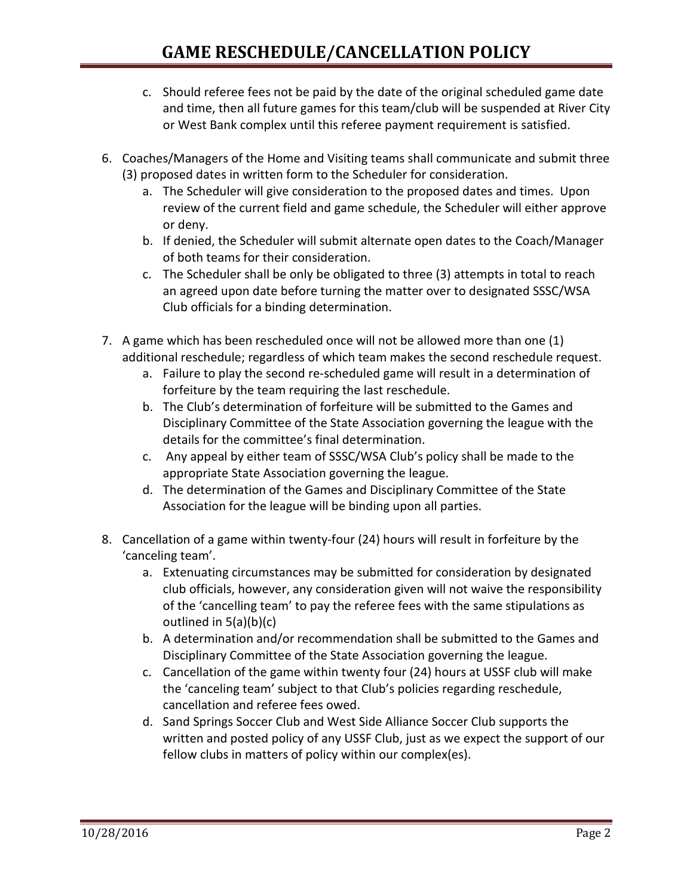c. Should referee fees not be paid by the date of the original scheduled game date and time, then all future games for this team/club will be suspended at River City or West Bank complex until this referee payment requirement is satisfied.

6. Coaches/Managers of the Home and Visiting teams shall communicate and submit three (3) proposed dates in written form to the Scheduler for consideration.
   a. The Scheduler will give consideration to the proposed dates and times. Upon review of the current field and game schedule, the Scheduler will either approve or deny.
   b. If denied, the Scheduler will submit alternate open dates to the Coach/Manager of both teams for their consideration.
   c. The Scheduler shall be only be obligated to three (3) attempts in total to reach an agreed upon date before turning the matter over to designated SSSC/WSA Club officials for a binding determination.

7. A game which has been rescheduled once will not be allowed more than one (1) additional reschedule; regardless of which team makes the second reschedule request.
   a. Failure to play the second re-scheduled game will result in a determination of forfeiture by the team requiring the last reschedule.
   b. The Club's determination of forfeiture will be submitted to the Games and Disciplinary Committee of the State Association governing the league with the details for the committee's final determination.
   c. Any appeal by either team of SSSC/WSA Club's policy shall be made to the appropriate State Association governing the league.
   d. The determination of the Games and Disciplinary Committee of the State Association for the league will be binding upon all parties.

8. Cancellation of a game within twenty-four (24) hours will result in forfeiture by the 'canceling team'.
   a. Extenuating circumstances may be submitted for consideration by designated club officials, however, any consideration given will not waive the responsibility of the 'cancelling team' to pay the referee fees with the same stipulations as outlined in 5(a)(b)(c)
   b. A determination and/or recommendation shall be submitted to the Games and Disciplinary Committee of the State Association governing the league.
   c. Cancellation of the game within twenty four (24) hours at USSF club will make the 'canceling team' subject to that Club's policies regarding reschedule, cancellation and referee fees owed.
   d. Sand Springs Soccer Club and West Side Alliance Soccer Club supports the written and posted policy of any USSF Club, just as we expect the support of our fellow clubs in matters of policy within our complex(es).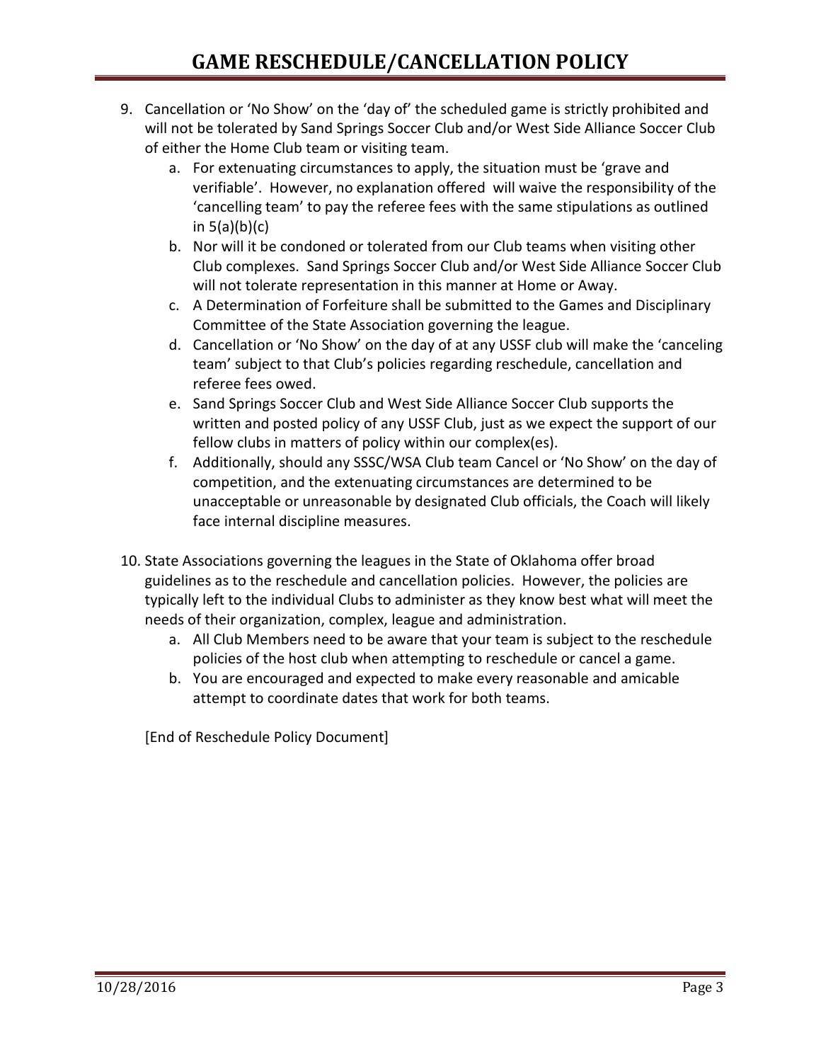# GAME RESCHEDULE/CANCELLATION POLICY

9. Cancellation or 'No Show' on the 'day of' the scheduled game is strictly prohibited and will not be tolerated by Sand Springs Soccer Club and/or West Side Alliance Soccer Club of either the Home Club team or visiting team.
    a. For extenuating circumstances to apply, the situation must be 'grave and verifiable'. However, no explanation offered will waive the responsibility of the 'cancelling team' to pay the referee fees with the same stipulations as outlined in 5(a)(b)(c)
    b. Nor will it be condoned or tolerated from our Club teams when visiting other Club complexes. Sand Springs Soccer Club and/or West Side Alliance Soccer Club will not tolerate representation in this manner at Home or Away.
    c. A Determination of Forfeiture shall be submitted to the Games and Disciplinary Committee of the State Association governing the league.
    d. Cancellation or 'No Show' on the day of at any USSF club will make the 'canceling team' subject to that Club's policies regarding reschedule, cancellation and referee fees owed.
    e. Sand Springs Soccer Club and West Side Alliance Soccer Club supports the written and posted policy of any USSF Club, just as we expect the support of our fellow clubs in matters of policy within our complex(es).
    f. Additionally, should any SSSC/WSA Club team Cancel or 'No Show' on the day of competition, and the extenuating circumstances are determined to be unacceptable or unreasonable by designated Club officials, the Coach will likely face internal discipline measures.

10. State Associations governing the leagues in the State of Oklahoma offer broad guidelines as to the reschedule and cancellation policies. However, the policies are typically left to the individual Clubs to administer as they know best what will meet the needs of their organization, complex, league and administration.
    a. All Club Members need to be aware that your team is subject to the reschedule policies of the host club when attempting to reschedule or cancel a game.
    b. You are encouraged and expected to make every reasonable and amicable attempt to coordinate dates that work for both teams.

[End of Reschedule Policy Document]